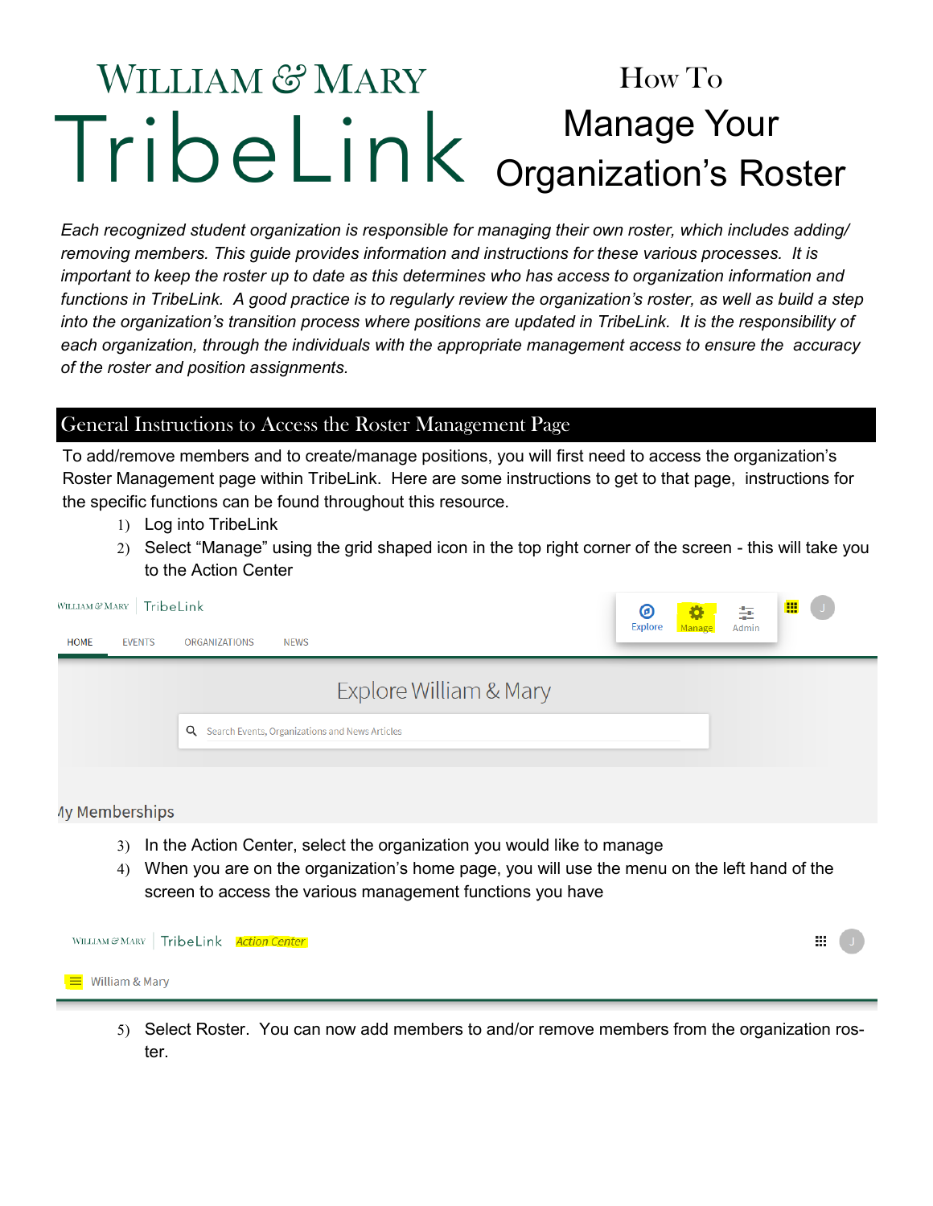# William & Mary TribeLink

## How To Manage Your Organization's Roster

*Each recognized student organization is responsible for managing their own roster, which includes adding/removing members. This guide provides information and instructions for these various processes. It is important to keep the roster up to date as this determines who has access to organization information and functions in TribeLink. A good practice is to regularly review the organization's roster, as well as build a step into the organization's transition process where positions are updated in TribeLink. It is the responsibility of each organization, through the individuals with the appropriate management access to ensure the accuracy of the roster and position assignments.*

## General Instructions to Access the Roster Management Page

To add/remove members and to create/manage positions, you will first need to access the organization's Roster Management page within TribeLink. Here are some instructions to get to that page, instructions for the specific functions can be found throughout this resource.

1) Log into TribeLink
2) Select "Manage" using the grid shaped icon in the top right corner of the screen - this will take you to the Action Center

3) In the Action Center, select the organization you would like to manage
4) When you are on the organization's home page, you will use the menu on the left hand of the screen to access the various management functions you have

5) Select Roster. You can now add members to and/or remove members from the organization roster.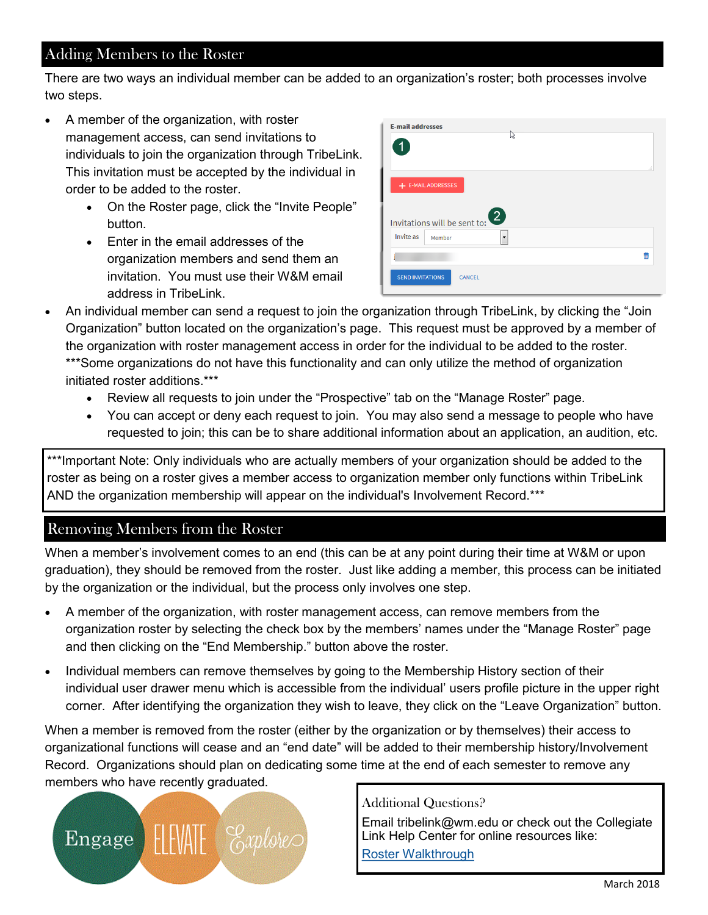## Adding Members to the Roster

There are two ways an individual member can be added to an organization's roster; both processes involve two steps.

- A member of the organization, with roster management access, can send invitations to individuals to join the organization through TribeLink. This invitation must be accepted by the individual in order to be added to the roster.
    - On the Roster page, click the "Invite People" button.
    - Enter in the email addresses of the organization members and send them an invitation. You must use their W&M email address in TribeLink.
- An individual member can send a request to join the organization through TribeLink, by clicking the "Join Organization" button located on the organization's page. This request must be approved by a member of the organization with roster management access in order for the individual to be added to the roster. ***Some organizations do not have this functionality and can only utilize the method of organization initiated roster additions.***
    - Review all requests to join under the "Prospective" tab on the "Manage Roster" page.
    - You can accept or deny each request to join. You may also send a message to people who have requested to join; this can be to share additional information about an application, an audition, etc.

***Important Note: Only individuals who are actually members of your organization should be added to the roster as being on a roster gives a member access to organization member only functions within TribeLink AND the organization membership will appear on the individual's Involvement Record.***

## Removing Members from the Roster

When a member's involvement comes to an end (this can be at any point during their time at W&M or upon graduation), they should be removed from the roster. Just like adding a member, this process can be initiated by the organization or the individual, but the process only involves one step.

- A member of the organization, with roster management access, can remove members from the organization roster by selecting the check box by the members' names under the "Manage Roster" page and then clicking on the "End Membership." button above the roster.
- Individual members can remove themselves by going to the Membership History section of their individual user drawer menu which is accessible from the individual' users profile picture in the upper right corner. After identifying the organization they wish to leave, they click on the "Leave Organization" button.

When a member is removed from the roster (either by the organization or by themselves) their access to organizational functions will cease and an "end date" will be added to their membership history/Involvement Record. Organizations should plan on dedicating some time at the end of each semester to remove any members who have recently graduated.

Engage ELEVATE Explore

**Additional Questions?**

Email tribelink@wm.edu or check out the Collegiate Link Help Center for online resources like:
Roster Walkthrough

March 2018